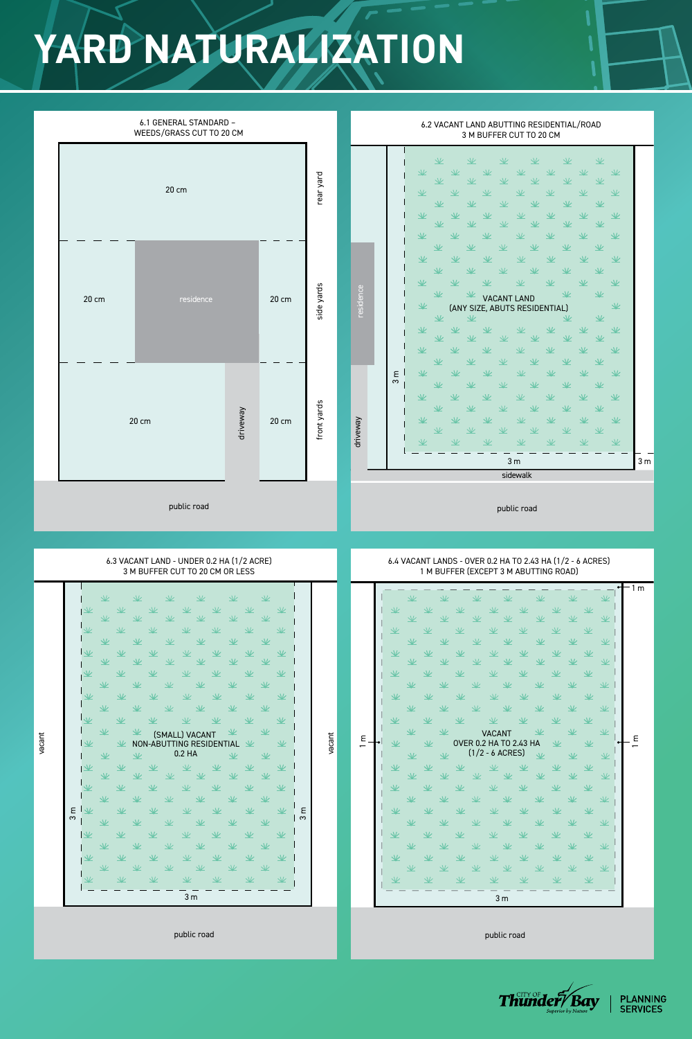# YARD NATURALIZATION

## 6.1 GENERAL STANDARD – WEEDS/GRASS CUT TO 20 CM

rear yard: 20 cm

side yards: 20 cm | residence | 20 cm

front yards: 20 cm | driveway | 20 cm

public road

## 6.2 VACANT LAND ABUTTING RESIDENTIAL/ROAD 3 M BUFFER CUT TO 20 CM

residence

driveway

VACANT LAND (ANY SIZE, ABUTS RESIDENTIAL)

3 m

3 m

3 m

sidewalk

public road

## 6.3 VACANT LAND - UNDER 0.2 HA (1/2 ACRE) 3 M BUFFER CUT TO 20 CM OR LESS

vacant

(SMALL) VACANT NON-ABUTTING RESIDENTIAL 0.2 HA

vacant

3 m

3 m

3 m

public road

## 6.4 VACANT LANDS - OVER 0.2 HA TO 2.43 HA (1/2 - 6 ACRES) 1 M BUFFER (EXCEPT 3 M ABUTTING ROAD)

1 m

1 m

VACANT OVER 0.2 HA TO 2.43 HA (1/2 - 6 ACRES)

1 m

3 m

public road

CITY OF Thunder Bay — Superior by Nature | PLANNING SERVICES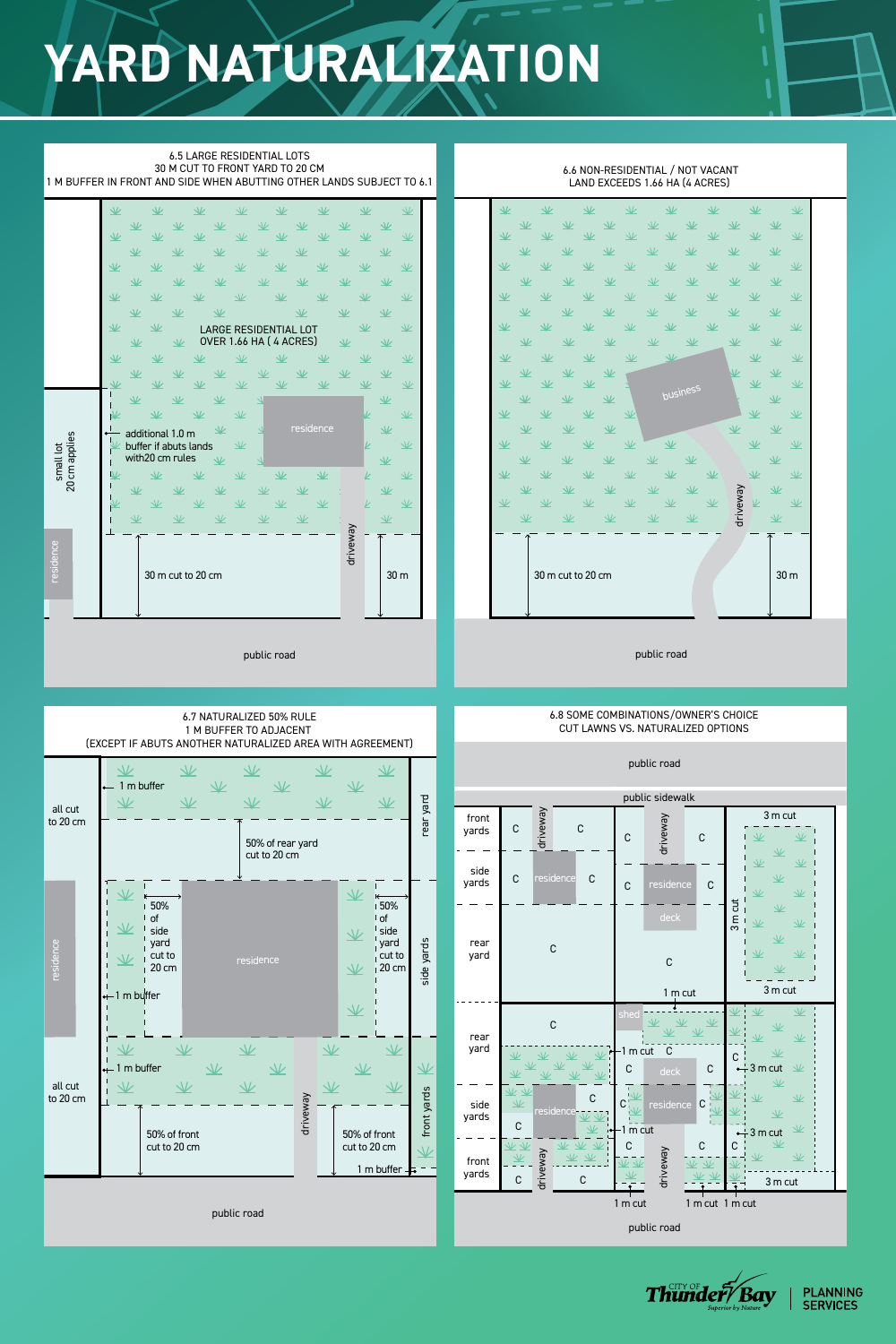# YARD NATURALIZATION

## 6.5 LARGE RESIDENTIAL LOTS
30 M CUT TO FRONT YARD TO 20 CM
1 M BUFFER IN FRONT AND SIDE WHEN ABUTTING OTHER LANDS SUBJECT TO 6.1

LARGE RESIDENTIAL LOT
OVER 1.66 HA ( 4 ACRES)

small lot
20 cm applies

residence

additional 1.0 m
buffer if abuts lands
with20 cm rules

residence

driveway

30 m cut to 20 cm

30 m

public road

## 6.6 NON-RESIDENTIAL / NOT VACANT
LAND EXCEEDS 1.66 HA (4 ACRES)

business

driveway

30 m cut to 20 cm

30 m

public road

## 6.7 NATURALIZED 50% RULE
1 M BUFFER TO ADJACENT
(EXCEPT IF ABUTS ANOTHER NATURALIZED AREA WITH AGREEMENT)

all cut
to 20 cm

1 m buffer

rear yard

50% of rear yard
cut to 20 cm

residence

50%
of
side
yard
cut to
20 cm

residence

50%
of
side
yard
cut to
20 cm

side yards

1 m buffer

1 m buffer

all cut
to 20 cm

driveway

front yards

50% of front
cut to 20 cm

50% of front
cut to 20 cm

1 m buffer

public road

## 6.8 SOME COMBINATIONS/OWNER'S CHOICE
CUT LAWNS VS. NATURALIZED OPTIONS

public road

public sidewalk

front
yards

side
yards

rear
yard

rear
yard

side
yards

front
yards

C

driveway

C

residence

C

C

C

driveway

C

C

residence

C

deck

C

1 m cut

3 m cut

3 m cut

3 m cut

C

shed

1 m cut

C

C

deck

C

C

residence

C

1 m cut

C

C

driveway

C

C

residence

C

C

driveway

C

C

C

3 m cut

3 m cut

3 m cut

1 m cut

1 m cut

1 m cut

public road

CITY OF Thunder Bay
Superior by Nature

PLANNING
SERVICES